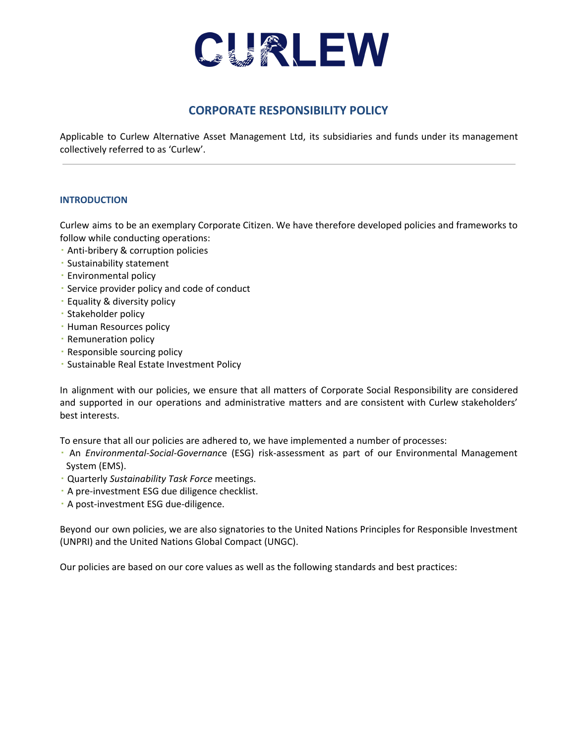# CURLEW

## CORPORATE RESPONSIBILITY POLICY

Applicable to Curlew Alternative Asset Management Ltd, its subsidiaries and funds under its management collectively referred to as 'Curlew'.

---

### INTRODUCTION

Curlew aims to be an exemplary Corporate Citizen. We have therefore developed policies and frameworks to follow while conducting operations:

- Anti-bribery & corruption policies
- Sustainability statement
- Environmental policy
- Service provider policy and code of conduct
- Equality & diversity policy
- Stakeholder policy
- Human Resources policy
- Remuneration policy
- Responsible sourcing policy
- Sustainable Real Estate Investment Policy

In alignment with our policies, we ensure that all matters of Corporate Social Responsibility are considered and supported in our operations and administrative matters and are consistent with Curlew stakeholders' best interests.

To ensure that all our policies are adhered to, we have implemented a number of processes:

- An *Environmental-Social-Governanc*e (ESG) risk-assessment as part of our Environmental Management System (EMS).
- Quarterly *Sustainability Task Force* meetings.
- A pre-investment ESG due diligence checklist.
- A post-investment ESG due-diligence.

Beyond our own policies, we are also signatories to the United Nations Principles for Responsible Investment (UNPRI) and the United Nations Global Compact (UNGC).

Our policies are based on our core values as well as the following standards and best practices: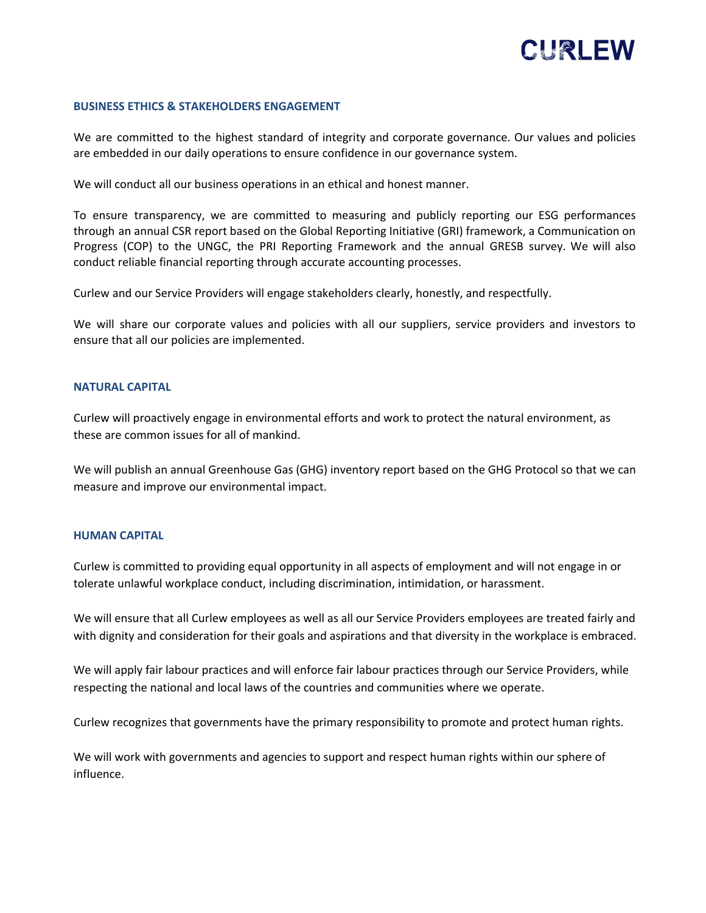## BUSINESS ETHICS & STAKEHOLDERS ENGAGEMENT

We are committed to the highest standard of integrity and corporate governance. Our values and policies are embedded in our daily operations to ensure confidence in our governance system.

We will conduct all our business operations in an ethical and honest manner.

To ensure transparency, we are committed to measuring and publicly reporting our ESG performances through an annual CSR report based on the Global Reporting Initiative (GRI) framework, a Communication on Progress (COP) to the UNGC, the PRI Reporting Framework and the annual GRESB survey. We will also conduct reliable financial reporting through accurate accounting processes.

Curlew and our Service Providers will engage stakeholders clearly, honestly, and respectfully.

We will share our corporate values and policies with all our suppliers, service providers and investors to ensure that all our policies are implemented.

## NATURAL CAPITAL

Curlew will proactively engage in environmental efforts and work to protect the natural environment, as these are common issues for all of mankind.

We will publish an annual Greenhouse Gas (GHG) inventory report based on the GHG Protocol so that we can measure and improve our environmental impact.

## HUMAN CAPITAL

Curlew is committed to providing equal opportunity in all aspects of employment and will not engage in or tolerate unlawful workplace conduct, including discrimination, intimidation, or harassment.

We will ensure that all Curlew employees as well as all our Service Providers employees are treated fairly and with dignity and consideration for their goals and aspirations and that diversity in the workplace is embraced.

We will apply fair labour practices and will enforce fair labour practices through our Service Providers, while respecting the national and local laws of the countries and communities where we operate.

Curlew recognizes that governments have the primary responsibility to promote and protect human rights.

We will work with governments and agencies to support and respect human rights within our sphere of influence.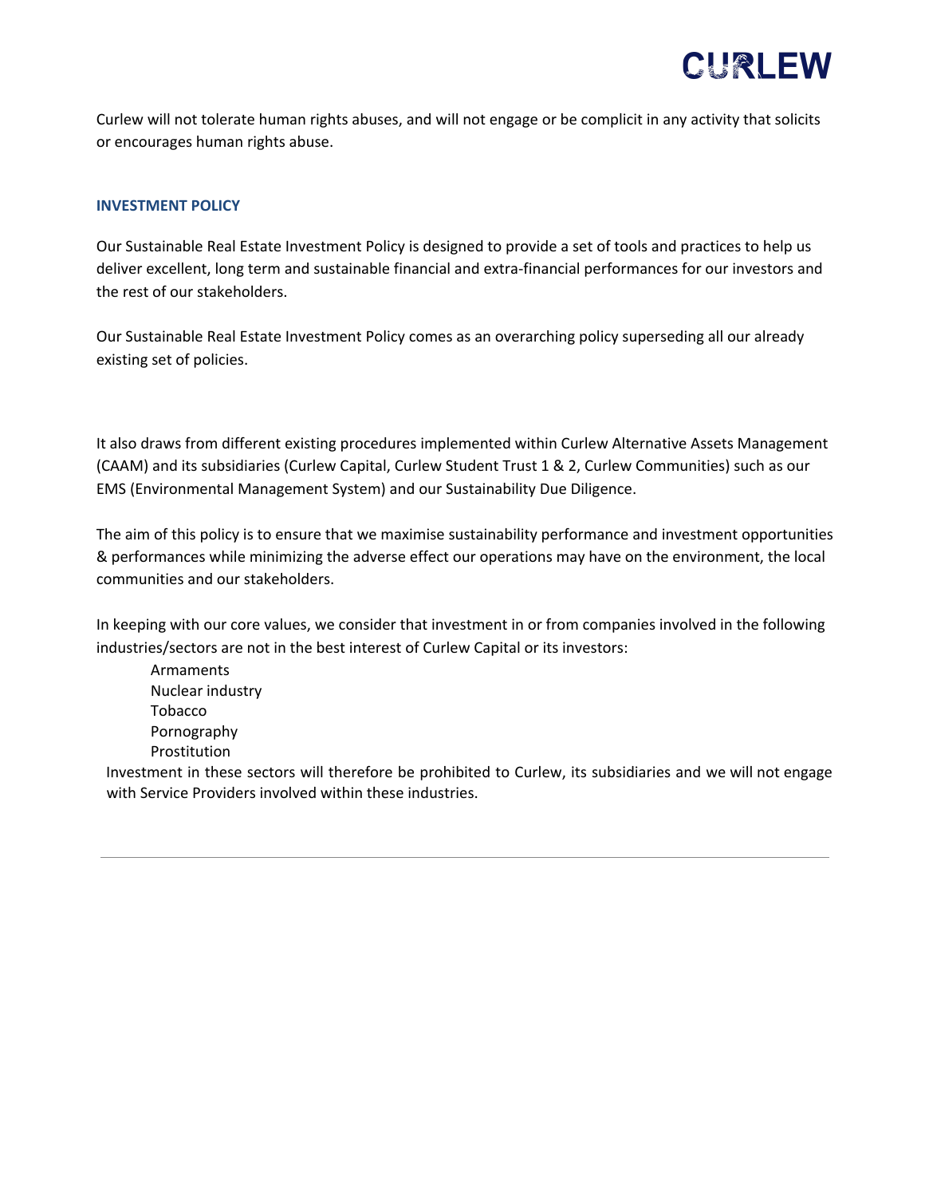Curlew will not tolerate human rights abuses, and will not engage or be complicit in any activity that solicits or encourages human rights abuse.

## INVESTMENT POLICY

Our Sustainable Real Estate Investment Policy is designed to provide a set of tools and practices to help us deliver excellent, long term and sustainable financial and extra-financial performances for our investors and the rest of our stakeholders.

Our Sustainable Real Estate Investment Policy comes as an overarching policy superseding all our already existing set of policies.

It also draws from different existing procedures implemented within Curlew Alternative Assets Management (CAAM) and its subsidiaries (Curlew Capital, Curlew Student Trust 1 & 2, Curlew Communities) such as our EMS (Environmental Management System) and our Sustainability Due Diligence.

The aim of this policy is to ensure that we maximise sustainability performance and investment opportunities & performances while minimizing the adverse effect our operations may have on the environment, the local communities and our stakeholders.

In keeping with our core values, we consider that investment in or from companies involved in the following industries/sectors are not in the best interest of Curlew Capital or its investors:

- Armaments
- Nuclear industry
- Tobacco
- Pornography
- Prostitution

Investment in these sectors will therefore be prohibited to Curlew, its subsidiaries and we will not engage with Service Providers involved within these industries.

---